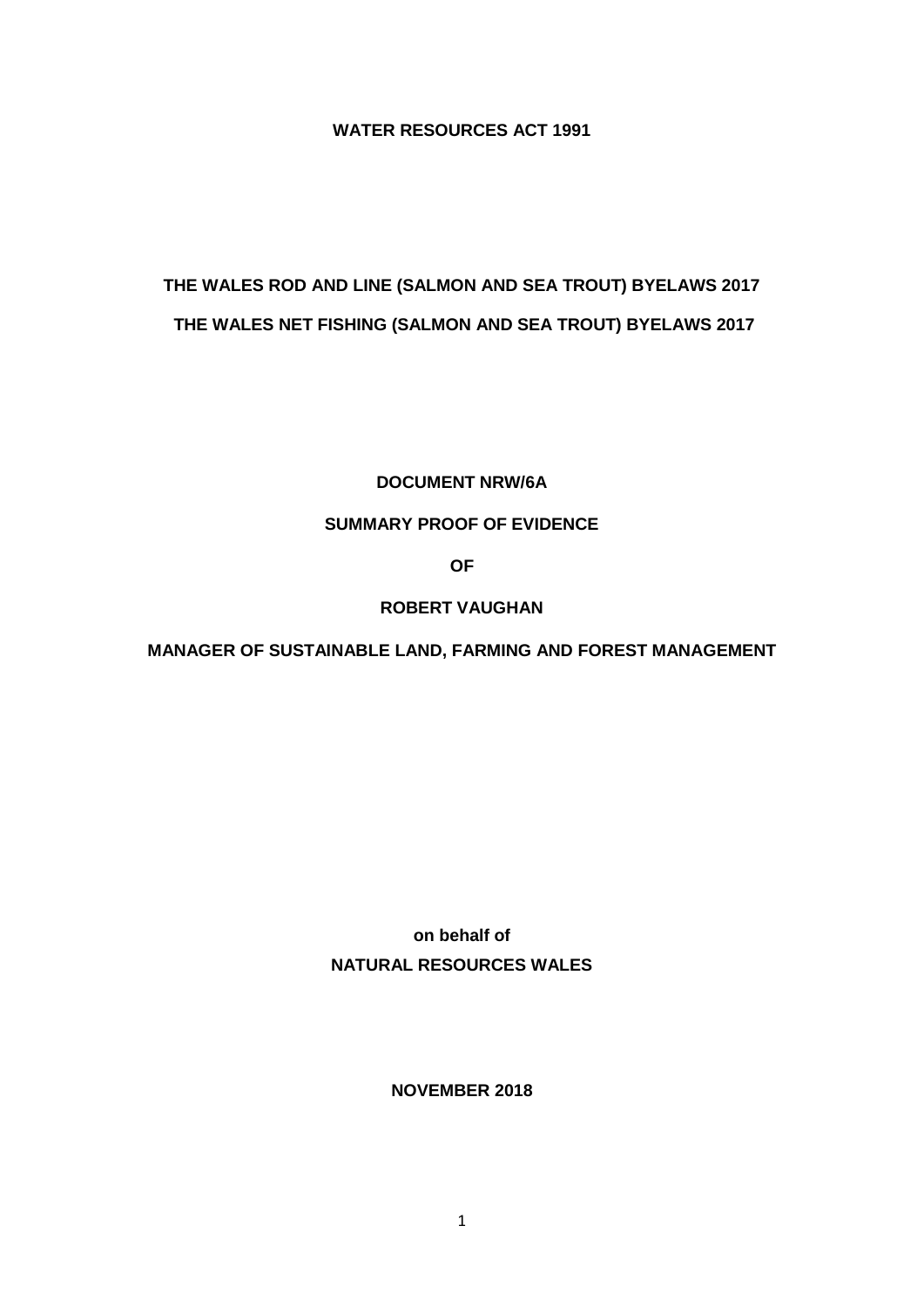**WATER RESOURCES ACT 1991**

**THE WALES ROD AND LINE (SALMON AND SEA TROUT) BYELAWS 2017**

**THE WALES NET FISHING (SALMON AND SEA TROUT) BYELAWS 2017**

**DOCUMENT NRW/6A**

**SUMMARY PROOF OF EVIDENCE**

**OF**

**ROBERT VAUGHAN**

**MANAGER OF SUSTAINABLE LAND, FARMING AND FOREST MANAGEMENT**

**on behalf of**

**NATURAL RESOURCES WALES**

**NOVEMBER 2018**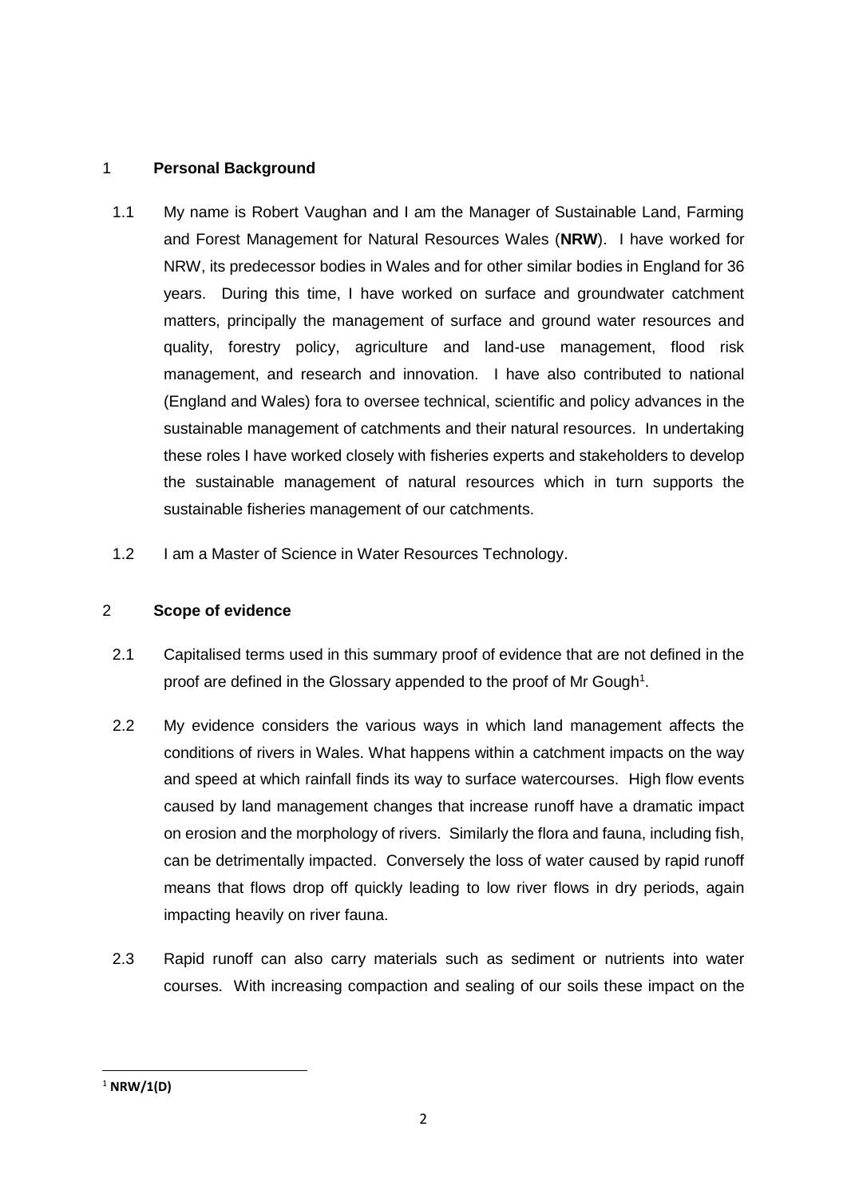## 1 **Personal Background**

1.1 My name is Robert Vaughan and I am the Manager of Sustainable Land, Farming and Forest Management for Natural Resources Wales (**NRW**). I have worked for NRW, its predecessor bodies in Wales and for other similar bodies in England for 36 years. During this time, I have worked on surface and groundwater catchment matters, principally the management of surface and ground water resources and quality, forestry policy, agriculture and land-use management, flood risk management, and research and innovation. I have also contributed to national (England and Wales) fora to oversee technical, scientific and policy advances in the sustainable management of catchments and their natural resources. In undertaking these roles I have worked closely with fisheries experts and stakeholders to develop the sustainable management of natural resources which in turn supports the sustainable fisheries management of our catchments.

1.2 I am a Master of Science in Water Resources Technology.

## 2 **Scope of evidence**

2.1 Capitalised terms used in this summary proof of evidence that are not defined in the proof are defined in the Glossary appended to the proof of Mr Gough[1].

2.2 My evidence considers the various ways in which land management affects the conditions of rivers in Wales. What happens within a catchment impacts on the way and speed at which rainfall finds its way to surface watercourses. High flow events caused by land management changes that increase runoff have a dramatic impact on erosion and the morphology of rivers. Similarly the flora and fauna, including fish, can be detrimentally impacted. Conversely the loss of water caused by rapid runoff means that flows drop off quickly leading to low river flows in dry periods, again impacting heavily on river fauna.

2.3 Rapid runoff can also carry materials such as sediment or nutrients into water courses. With increasing compaction and sealing of our soils these impact on the

---

[1] **NRW/1(D)**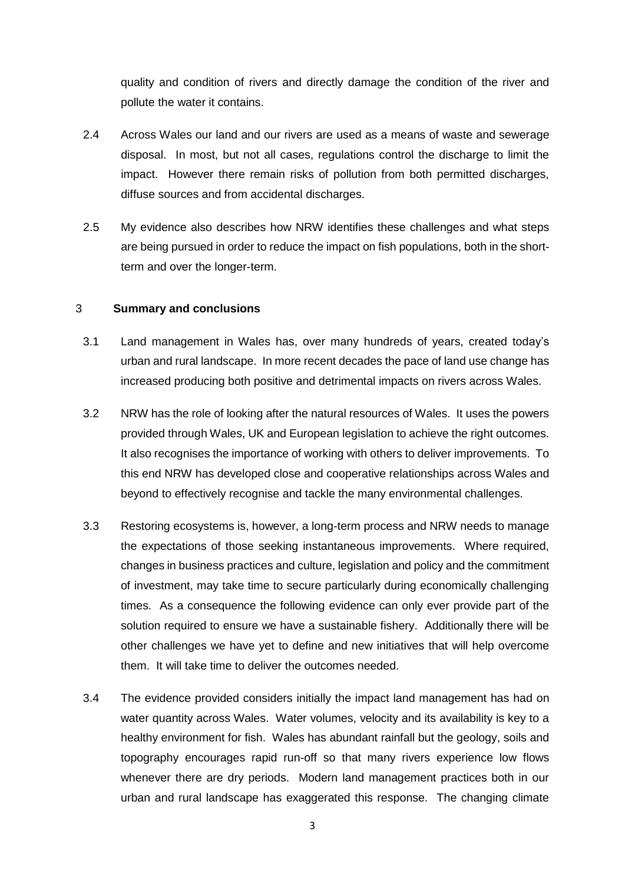quality and condition of rivers and directly damage the condition of the river and pollute the water it contains.

2.4 Across Wales our land and our rivers are used as a means of waste and sewerage disposal. In most, but not all cases, regulations control the discharge to limit the impact. However there remain risks of pollution from both permitted discharges, diffuse sources and from accidental discharges.

2.5 My evidence also describes how NRW identifies these challenges and what steps are being pursued in order to reduce the impact on fish populations, both in the short-term and over the longer-term.

## 3 Summary and conclusions

3.1 Land management in Wales has, over many hundreds of years, created today's urban and rural landscape. In more recent decades the pace of land use change has increased producing both positive and detrimental impacts on rivers across Wales.

3.2 NRW has the role of looking after the natural resources of Wales. It uses the powers provided through Wales, UK and European legislation to achieve the right outcomes. It also recognises the importance of working with others to deliver improvements. To this end NRW has developed close and cooperative relationships across Wales and beyond to effectively recognise and tackle the many environmental challenges.

3.3 Restoring ecosystems is, however, a long-term process and NRW needs to manage the expectations of those seeking instantaneous improvements. Where required, changes in business practices and culture, legislation and policy and the commitment of investment, may take time to secure particularly during economically challenging times. As a consequence the following evidence can only ever provide part of the solution required to ensure we have a sustainable fishery. Additionally there will be other challenges we have yet to define and new initiatives that will help overcome them. It will take time to deliver the outcomes needed.

3.4 The evidence provided considers initially the impact land management has had on water quantity across Wales. Water volumes, velocity and its availability is key to a healthy environment for fish. Wales has abundant rainfall but the geology, soils and topography encourages rapid run-off so that many rivers experience low flows whenever there are dry periods. Modern land management practices both in our urban and rural landscape has exaggerated this response. The changing climate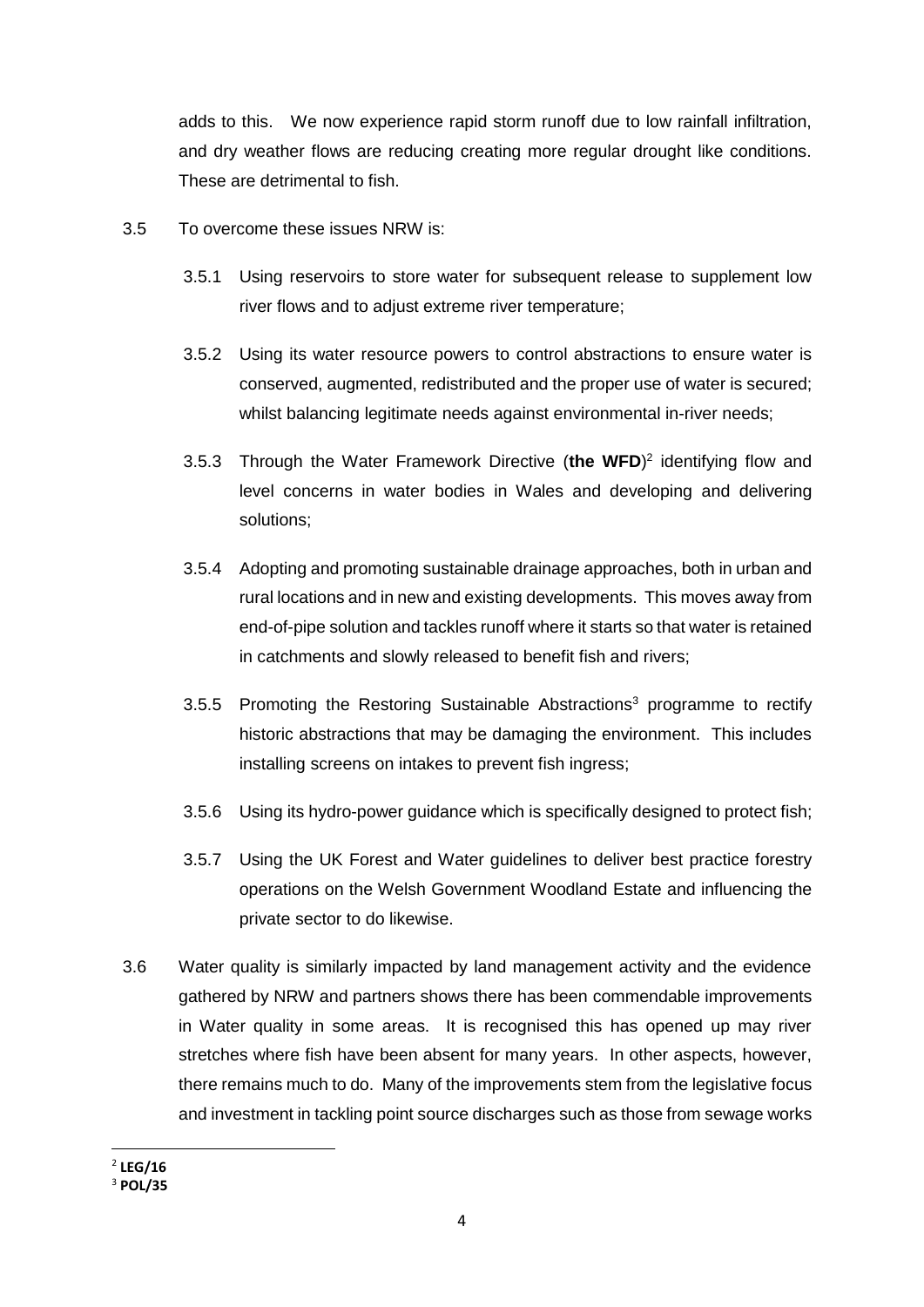adds to this. We now experience rapid storm runoff due to low rainfall infiltration, and dry weather flows are reducing creating more regular drought like conditions. These are detrimental to fish.

3.5 To overcome these issues NRW is:

3.5.1 Using reservoirs to store water for subsequent release to supplement low river flows and to adjust extreme river temperature;

3.5.2 Using its water resource powers to control abstractions to ensure water is conserved, augmented, redistributed and the proper use of water is secured; whilst balancing legitimate needs against environmental in-river needs;

3.5.3 Through the Water Framework Directive (**the WFD**)[2] identifying flow and level concerns in water bodies in Wales and developing and delivering solutions;

3.5.4 Adopting and promoting sustainable drainage approaches, both in urban and rural locations and in new and existing developments. This moves away from end-of-pipe solution and tackles runoff where it starts so that water is retained in catchments and slowly released to benefit fish and rivers;

3.5.5 Promoting the Restoring Sustainable Abstractions[3] programme to rectify historic abstractions that may be damaging the environment. This includes installing screens on intakes to prevent fish ingress;

3.5.6 Using its hydro-power guidance which is specifically designed to protect fish;

3.5.7 Using the UK Forest and Water guidelines to deliver best practice forestry operations on the Welsh Government Woodland Estate and influencing the private sector to do likewise.

3.6 Water quality is similarly impacted by land management activity and the evidence gathered by NRW and partners shows there has been commendable improvements in Water quality in some areas. It is recognised this has opened up may river stretches where fish have been absent for many years. In other aspects, however, there remains much to do. Many of the improvements stem from the legislative focus and investment in tackling point source discharges such as those from sewage works

---

[2] **LEG/16**

[3] **POL/35**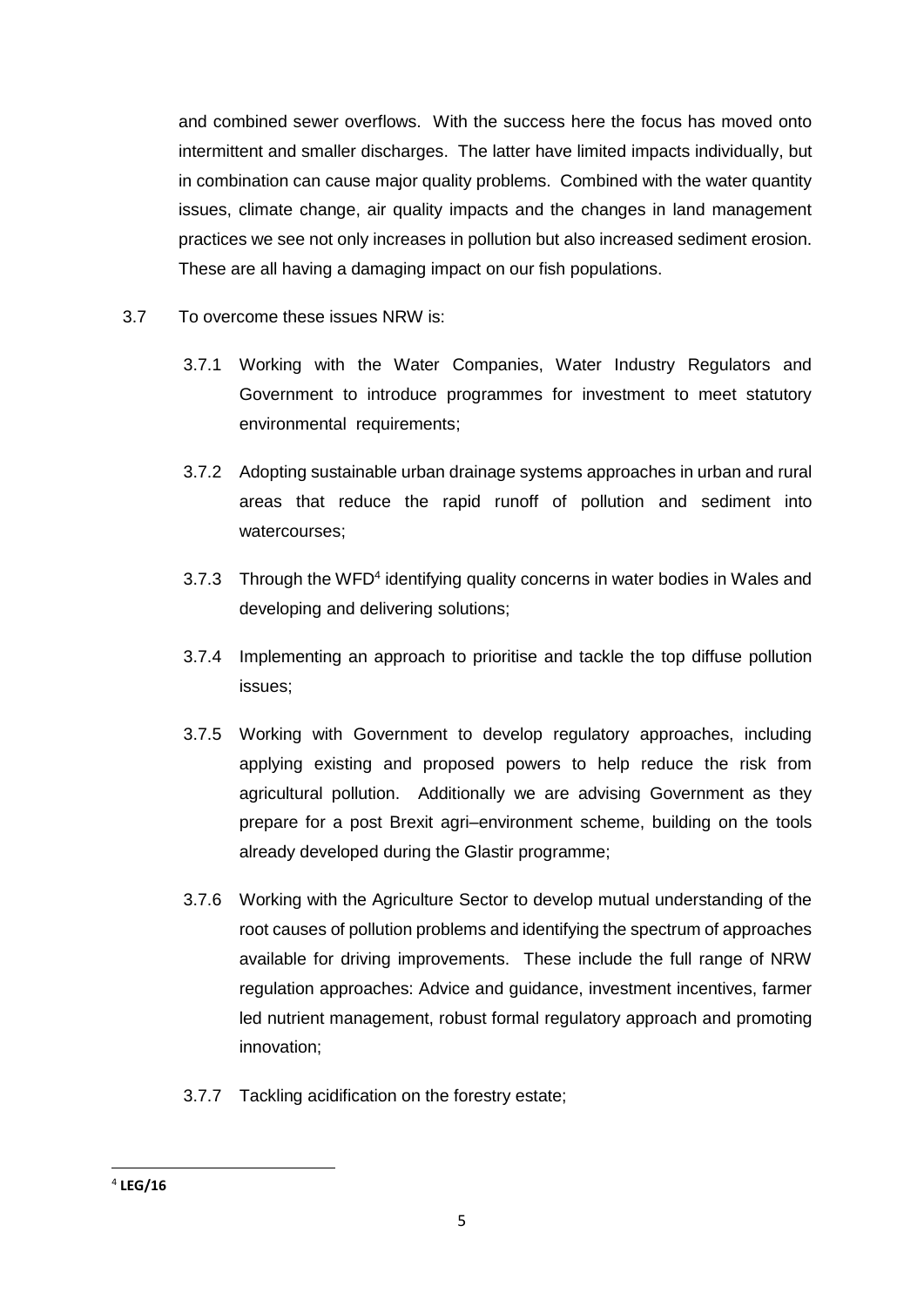and combined sewer overflows. With the success here the focus has moved onto intermittent and smaller discharges. The latter have limited impacts individually, but in combination can cause major quality problems. Combined with the water quantity issues, climate change, air quality impacts and the changes in land management practices we see not only increases in pollution but also increased sediment erosion. These are all having a damaging impact on our fish populations.

3.7 To overcome these issues NRW is:

3.7.1 Working with the Water Companies, Water Industry Regulators and Government to introduce programmes for investment to meet statutory environmental requirements;

3.7.2 Adopting sustainable urban drainage systems approaches in urban and rural areas that reduce the rapid runoff of pollution and sediment into watercourses;

3.7.3 Through the WFD[4] identifying quality concerns in water bodies in Wales and developing and delivering solutions;

3.7.4 Implementing an approach to prioritise and tackle the top diffuse pollution issues;

3.7.5 Working with Government to develop regulatory approaches, including applying existing and proposed powers to help reduce the risk from agricultural pollution. Additionally we are advising Government as they prepare for a post Brexit agri–environment scheme, building on the tools already developed during the Glastir programme;

3.7.6 Working with the Agriculture Sector to develop mutual understanding of the root causes of pollution problems and identifying the spectrum of approaches available for driving improvements. These include the full range of NRW regulation approaches: Advice and guidance, investment incentives, farmer led nutrient management, robust formal regulatory approach and promoting innovation;

3.7.7 Tackling acidification on the forestry estate;

---

[4] **LEG/16**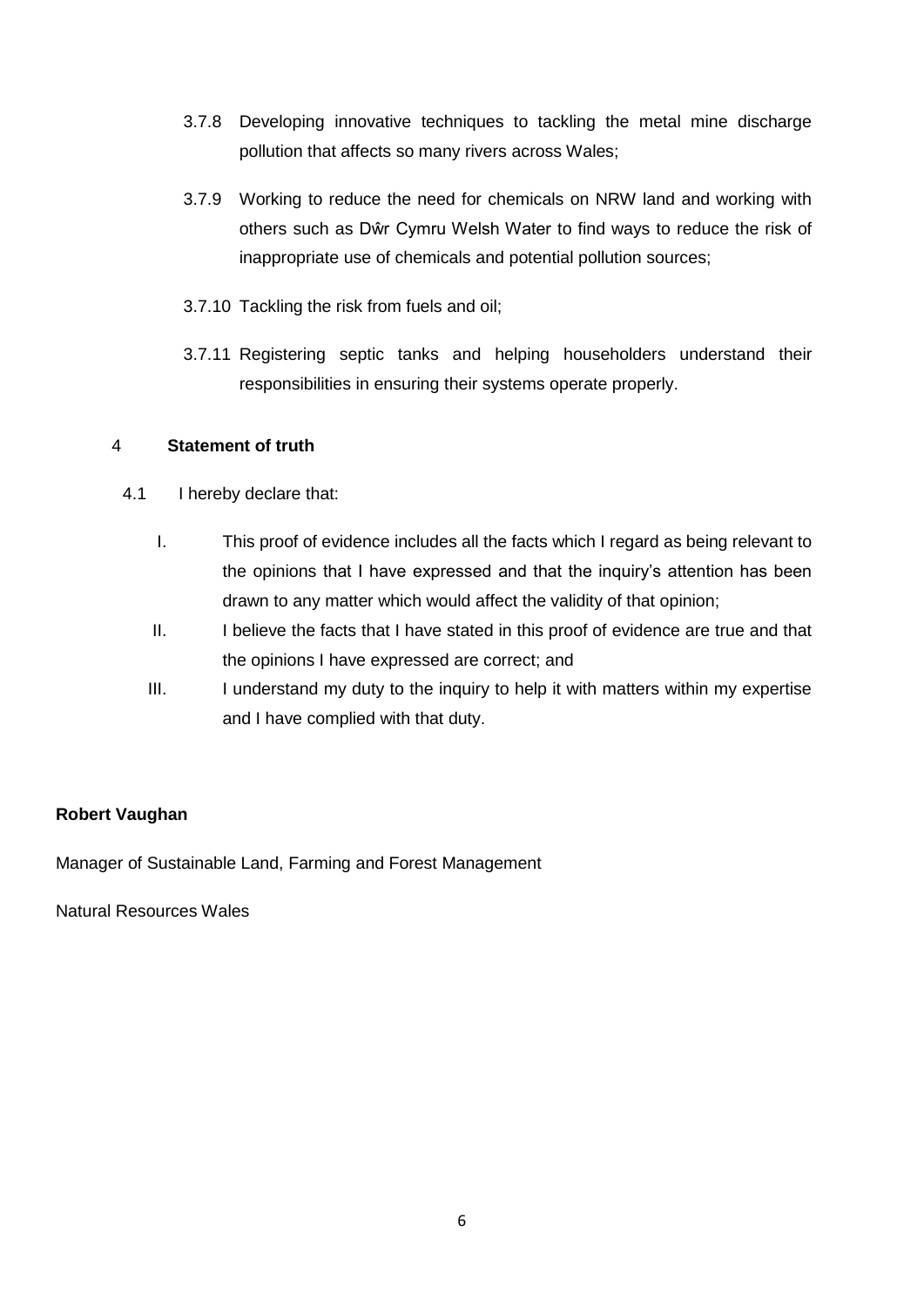3.7.8 Developing innovative techniques to tackling the metal mine discharge pollution that affects so many rivers across Wales;

3.7.9 Working to reduce the need for chemicals on NRW land and working with others such as Dŵr Cymru Welsh Water to find ways to reduce the risk of inappropriate use of chemicals and potential pollution sources;

3.7.10 Tackling the risk from fuels and oil;

3.7.11 Registering septic tanks and helping householders understand their responsibilities in ensuring their systems operate properly.

## 4 Statement of truth

4.1 I hereby declare that:

I. This proof of evidence includes all the facts which I regard as being relevant to the opinions that I have expressed and that the inquiry's attention has been drawn to any matter which would affect the validity of that opinion;

II. I believe the facts that I have stated in this proof of evidence are true and that the opinions I have expressed are correct; and

III. I understand my duty to the inquiry to help it with matters within my expertise and I have complied with that duty.

**Robert Vaughan**

Manager of Sustainable Land, Farming and Forest Management

Natural Resources Wales